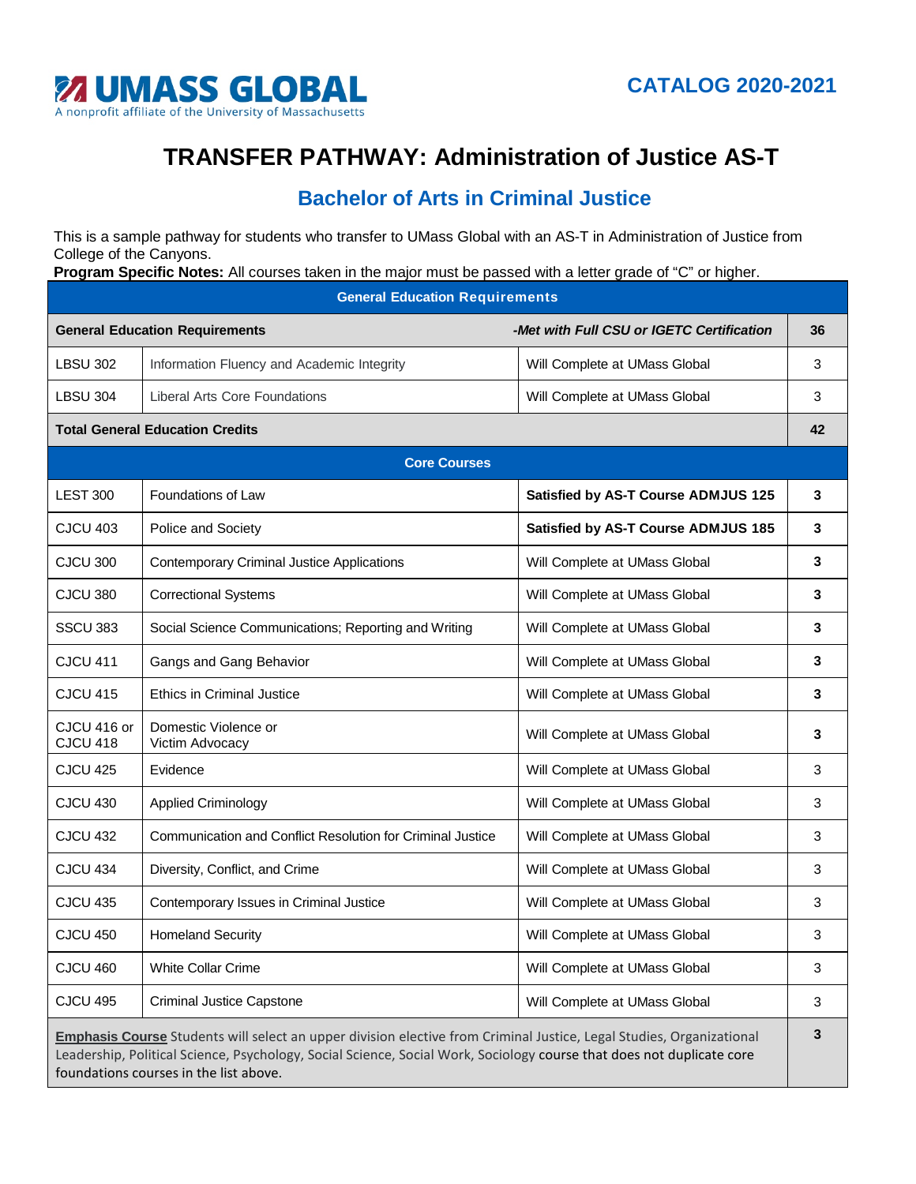UMASS GLOBAL
A nonprofit affiliate of the University of Massachusetts

CATALOG 2020-2021

# TRANSFER PATHWAY: Administration of Justice AS-T

## Bachelor of Arts in Criminal Justice

This is a sample pathway for students who transfer to UMass Global with an AS-T in Administration of Justice from College of the Canyons.

**Program Specific Notes:** All courses taken in the major must be passed with a letter grade of "C" or higher.

| General Education Requirements | | | |
|---|---|---|---|
| **General Education Requirements** | | ***-Met with Full CSU or IGETC Certification*** | **36** |
| LBSU 302 | Information Fluency and Academic Integrity | Will Complete at UMass Global | 3 |
| LBSU 304 | Liberal Arts Core Foundations | Will Complete at UMass Global | 3 |
| **Total General Education Credits** | | | **42** |
| **Core Courses** | | | |
| LEST 300 | Foundations of Law | **Satisfied by AS-T Course ADMJUS 125** | **3** |
| CJCU 403 | Police and Society | **Satisfied by AS-T Course ADMJUS 185** | **3** |
| CJCU 300 | Contemporary Criminal Justice Applications | Will Complete at UMass Global | **3** |
| CJCU 380 | Correctional Systems | Will Complete at UMass Global | **3** |
| SSCU 383 | Social Science Communications; Reporting and Writing | Will Complete at UMass Global | **3** |
| CJCU 411 | Gangs and Gang Behavior | Will Complete at UMass Global | **3** |
| CJCU 415 | Ethics in Criminal Justice | Will Complete at UMass Global | **3** |
| CJCU 416 or CJCU 418 | Domestic Violence or Victim Advocacy | Will Complete at UMass Global | **3** |
| CJCU 425 | Evidence | Will Complete at UMass Global | 3 |
| CJCU 430 | Applied Criminology | Will Complete at UMass Global | 3 |
| CJCU 432 | Communication and Conflict Resolution for Criminal Justice | Will Complete at UMass Global | 3 |
| CJCU 434 | Diversity, Conflict, and Crime | Will Complete at UMass Global | 3 |
| CJCU 435 | Contemporary Issues in Criminal Justice | Will Complete at UMass Global | 3 |
| CJCU 450 | Homeland Security | Will Complete at UMass Global | 3 |
| CJCU 460 | White Collar Crime | Will Complete at UMass Global | 3 |
| CJCU 495 | Criminal Justice Capstone | Will Complete at UMass Global | 3 |
| **Emphasis Course** Students will select an upper division elective from Criminal Justice, Legal Studies, Organizational Leadership, Political Science, Psychology, Social Science, Social Work, Sociology course that does not duplicate core foundations courses in the list above. | | | **3** |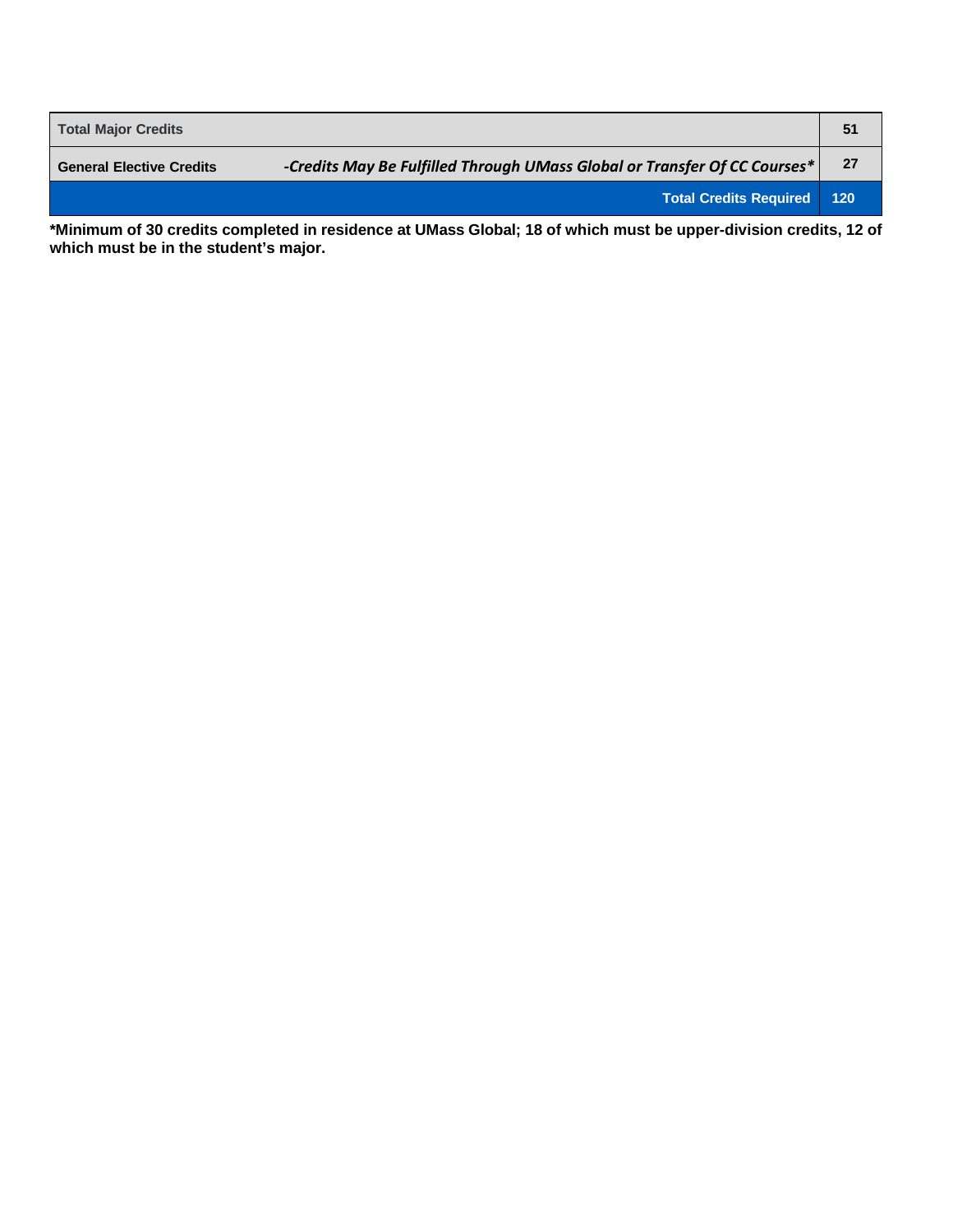| | | |
|---|---|---|
| **Total Major Credits** | | **51** |
| **General Elective Credits** | ***-Credits May Be Fulfilled Through UMass Global or Transfer Of CC Courses**** | **27** |
| | **Total Credits Required** | **120** |

**\*Minimum of 30 credits completed in residence at UMass Global; 18 of which must be upper-division credits, 12 of which must be in the student's major.**